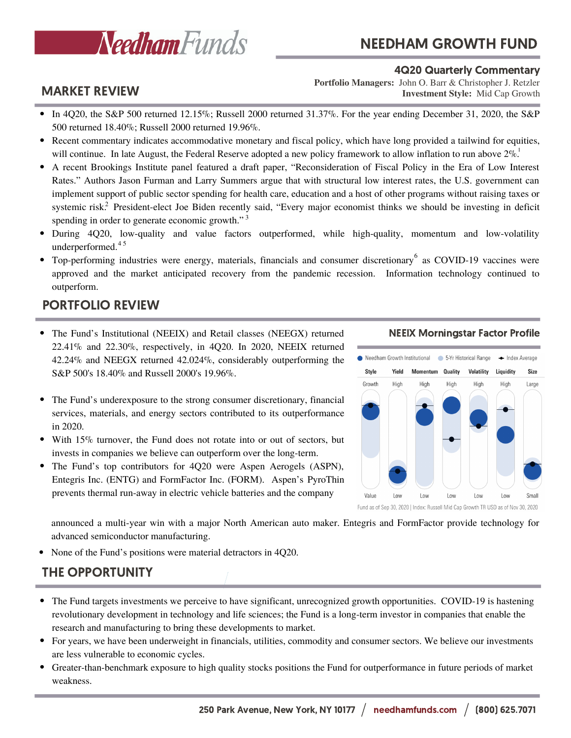# NEEDHAM GROWTH FUND

## 4Q20 Quarterly Commentary

**Portfolio Managers:** John O. Barr & Christopher J. Retzler
**Investment Style:** Mid Cap Growth

## MARKET REVIEW

- In 4Q20, the S&P 500 returned 12.15%; Russell 2000 returned 31.37%. For the year ending December 31, 2020, the S&P 500 returned 18.40%; Russell 2000 returned 19.96%.
- Recent commentary indicates accommodative monetary and fiscal policy, which have long provided a tailwind for equities, will continue. In late August, the Federal Reserve adopted a new policy framework to allow inflation to run above 2%.[1]
- A recent Brookings Institute panel featured a draft paper, "Reconsideration of Fiscal Policy in the Era of Low Interest Rates." Authors Jason Furman and Larry Summers argue that with structural low interest rates, the U.S. government can implement support of public sector spending for health care, education and a host of other programs without raising taxes or systemic risk.[2] President-elect Joe Biden recently said, "Every major economist thinks we should be investing in deficit spending in order to generate economic growth."[3]
- During 4Q20, low-quality and value factors outperformed, while high-quality, momentum and low-volatility underperformed.[4,5]
- Top-performing industries were energy, materials, financials and consumer discretionary[6] as COVID-19 vaccines were approved and the market anticipated recovery from the pandemic recession. Information technology continued to outperform.

## PORTFOLIO REVIEW

- The Fund's Institutional (NEEIX) and Retail classes (NEEGX) returned 22.41% and 22.30%, respectively, in 4Q20. In 2020, NEEIX returned 42.24% and NEEGX returned 42.024%, considerably outperforming the S&P 500's 18.40% and Russell 2000's 19.96%.
- The Fund's underexposure to the strong consumer discretionary, financial services, materials, and energy sectors contributed to its outperformance in 2020.
- With 15% turnover, the Fund does not rotate into or out of sectors, but invests in companies we believe can outperform over the long-term.
- The Fund's top contributors for 4Q20 were Aspen Aerogels (ASPN), Entegris Inc. (ENTG) and FormFactor Inc. (FORM). Aspen's PyroThin prevents thermal run-away in electric vehicle batteries and the company announced a multi-year win with a major North American auto maker. Entegris and FormFactor provide technology for advanced semiconductor manufacturing.
- None of the Fund's positions were material detractors in 4Q20.

**NEEIX Morningstar Factor Profile**

Needham Growth Institutional · 5-Yr Historical Range · Index Average

| Style | Yield | Momentum | Quality | Volatility | Liquidity | Size |
|---|---|---|---|---|---|---|
| Growth | High | High | High | High | High | Large |
| Value | Low | Low | Low | Low | Low | Small |

Fund as of Sep 30, 2020 | Index: Russell Mid Cap Growth TR USD as of Nov 30, 2020

## THE OPPORTUNITY

- The Fund targets investments we perceive to have significant, unrecognized growth opportunities. COVID-19 is hastening revolutionary development in technology and life sciences; the Fund is a long-term investor in companies that enable the research and manufacturing to bring these developments to market.
- For years, we have been underweight in financials, utilities, commodity and consumer sectors. We believe our investments are less vulnerable to economic cycles.
- Greater-than-benchmark exposure to high quality stocks positions the Fund for outperformance in future periods of market weakness.

250 Park Avenue, New York, NY 10177 / needhamfunds.com / (800) 625.7071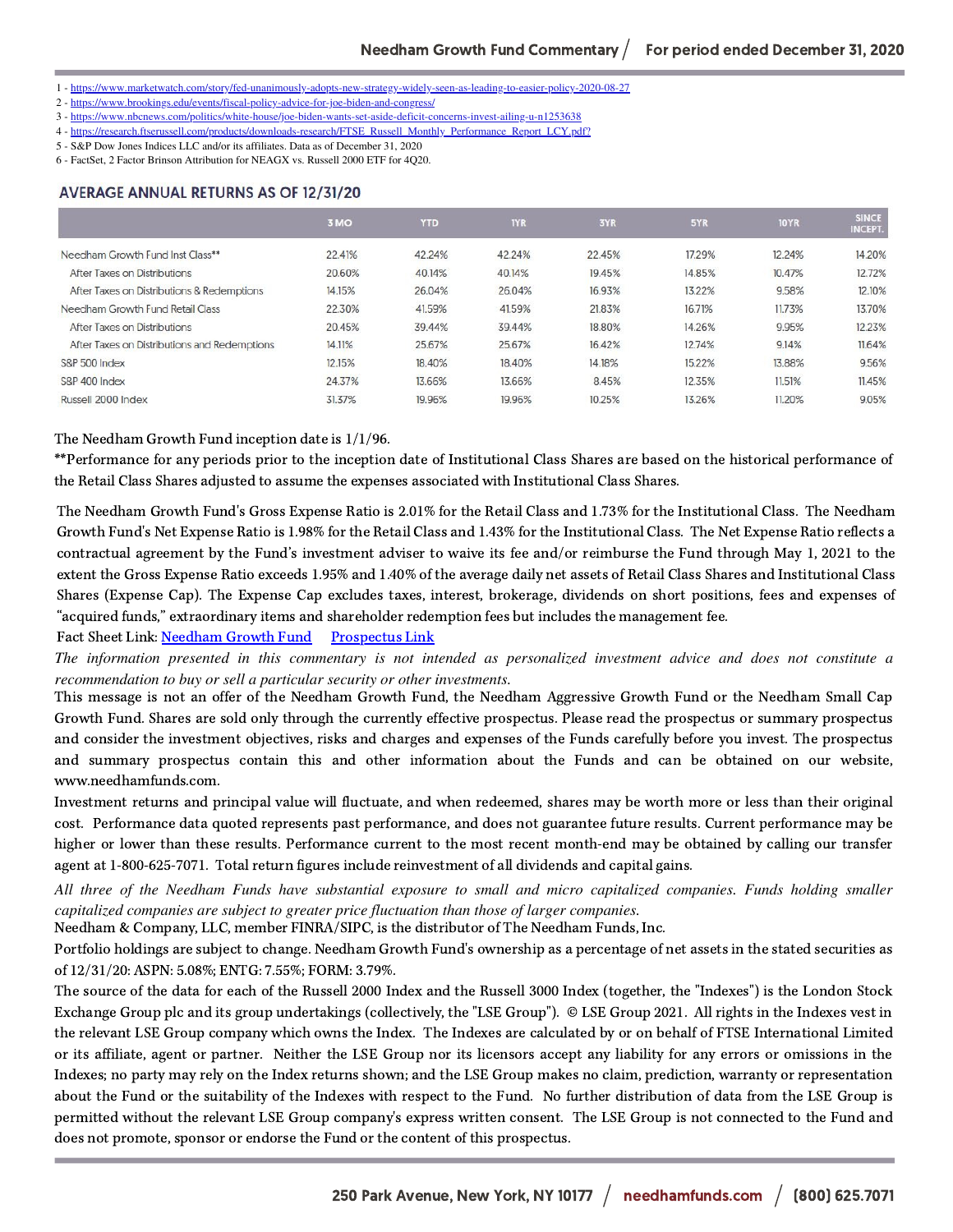1 - https://www.marketwatch.com/story/fed-unanimously-adopts-new-strategy-widely-seen-as-leading-to-easier-policy-2020-08-27

2 - https://www.brookings.edu/events/fiscal-policy-advice-for-joe-biden-and-congress/

3 - https://www.nbcnews.com/politics/white-house/joe-biden-wants-set-aside-deficit-concerns-invest-ailing-u-n1253638

4 - https://research.ftserussell.com/products/downloads-research/FTSE_Russell_Monthly_Performance_Report_LCY.pdf?

5 - S&P Dow Jones Indices LLC and/or its affiliates. Data as of December 31, 2020

6 - FactSet, 2 Factor Brinson Attribution for NEAGX vs. Russell 2000 ETF for 4Q20.

## AVERAGE ANNUAL RETURNS AS OF 12/31/20

| | 3 MO | YTD | 1YR | 3YR | 5YR | 10YR | SINCE INCEPT. |
|---|---|---|---|---|---|---|---|
| Needham Growth Fund Inst Class** | 22.41% | 42.24% | 42.24% | 22.45% | 17.29% | 12.24% | 14.20% |
| After Taxes on Distributions | 20.60% | 40.14% | 40.14% | 19.45% | 14.85% | 10.47% | 12.72% |
| After Taxes on Distributions & Redemptions | 14.15% | 26.04% | 26.04% | 16.93% | 13.22% | 9.58% | 12.10% |
| Needham Growth Fund Retail Class | 22.30% | 41.59% | 41.59% | 21.83% | 16.71% | 11.73% | 13.70% |
| After Taxes on Distributions | 20.45% | 39.44% | 39.44% | 18.80% | 14.26% | 9.95% | 12.23% |
| After Taxes on Distributions and Redemptions | 14.11% | 25.67% | 25.67% | 16.42% | 12.74% | 9.14% | 11.64% |
| S&P 500 Index | 12.15% | 18.40% | 18.40% | 14.18% | 15.22% | 13.88% | 9.56% |
| S&P 400 Index | 24.37% | 13.66% | 13.66% | 8.45% | 12.35% | 11.51% | 11.45% |
| Russell 2000 Index | 31.37% | 19.96% | 19.96% | 10.25% | 13.26% | 11.20% | 9.05% |

The Needham Growth Fund inception date is 1/1/96.

**Performance for any periods prior to the inception date of Institutional Class Shares are based on the historical performance of the Retail Class Shares adjusted to assume the expenses associated with Institutional Class Shares.

The Needham Growth Fund's Gross Expense Ratio is 2.01% for the Retail Class and 1.73% for the Institutional Class. The Needham Growth Fund's Net Expense Ratio is 1.98% for the Retail Class and 1.43% for the Institutional Class. The Net Expense Ratio reflects a contractual agreement by the Fund's investment adviser to waive its fee and/or reimburse the Fund through May 1, 2021 to the extent the Gross Expense Ratio exceeds 1.95% and 1.40% of the average daily net assets of Retail Class Shares and Institutional Class Shares (Expense Cap). The Expense Cap excludes taxes, interest, brokerage, dividends on short positions, fees and expenses of "acquired funds," extraordinary items and shareholder redemption fees but includes the management fee.

Fact Sheet Link: Needham Growth Fund     Prospectus Link

*The information presented in this commentary is not intended as personalized investment advice and does not constitute a recommendation to buy or sell a particular security or other investments.*

This message is not an offer of the Needham Growth Fund, the Needham Aggressive Growth Fund or the Needham Small Cap Growth Fund. Shares are sold only through the currently effective prospectus. Please read the prospectus or summary prospectus and consider the investment objectives, risks and charges and expenses of the Funds carefully before you invest. The prospectus and summary prospectus contain this and other information about the Funds and can be obtained on our website, www.needhamfunds.com.

Investment returns and principal value will fluctuate, and when redeemed, shares may be worth more or less than their original cost. Performance data quoted represents past performance, and does not guarantee future results. Current performance may be higher or lower than these results. Performance current to the most recent month-end may be obtained by calling our transfer agent at 1-800-625-7071. Total return figures include reinvestment of all dividends and capital gains.

*All three of the Needham Funds have substantial exposure to small and micro capitalized companies. Funds holding smaller capitalized companies are subject to greater price fluctuation than those of larger companies.*

Needham & Company, LLC, member FINRA/SIPC, is the distributor of The Needham Funds, Inc.

Portfolio holdings are subject to change. Needham Growth Fund's ownership as a percentage of net assets in the stated securities as of 12/31/20: ASPN: 5.08%; ENTG: 7.55%; FORM: 3.79%.

The source of the data for each of the Russell 2000 Index and the Russell 3000 Index (together, the "Indexes") is the London Stock Exchange Group plc and its group undertakings (collectively, the "LSE Group"). © LSE Group 2021. All rights in the Indexes vest in the relevant LSE Group company which owns the Index. The Indexes are calculated by or on behalf of FTSE International Limited or its affiliate, agent or partner. Neither the LSE Group nor its licensors accept any liability for any errors or omissions in the Indexes; no party may rely on the Index returns shown; and the LSE Group makes no claim, prediction, warranty or representation about the Fund or the suitability of the Indexes with respect to the Fund. No further distribution of data from the LSE Group is permitted without the relevant LSE Group company's express written consent. The LSE Group is not connected to the Fund and does not promote, sponsor or endorse the Fund or the content of this prospectus.